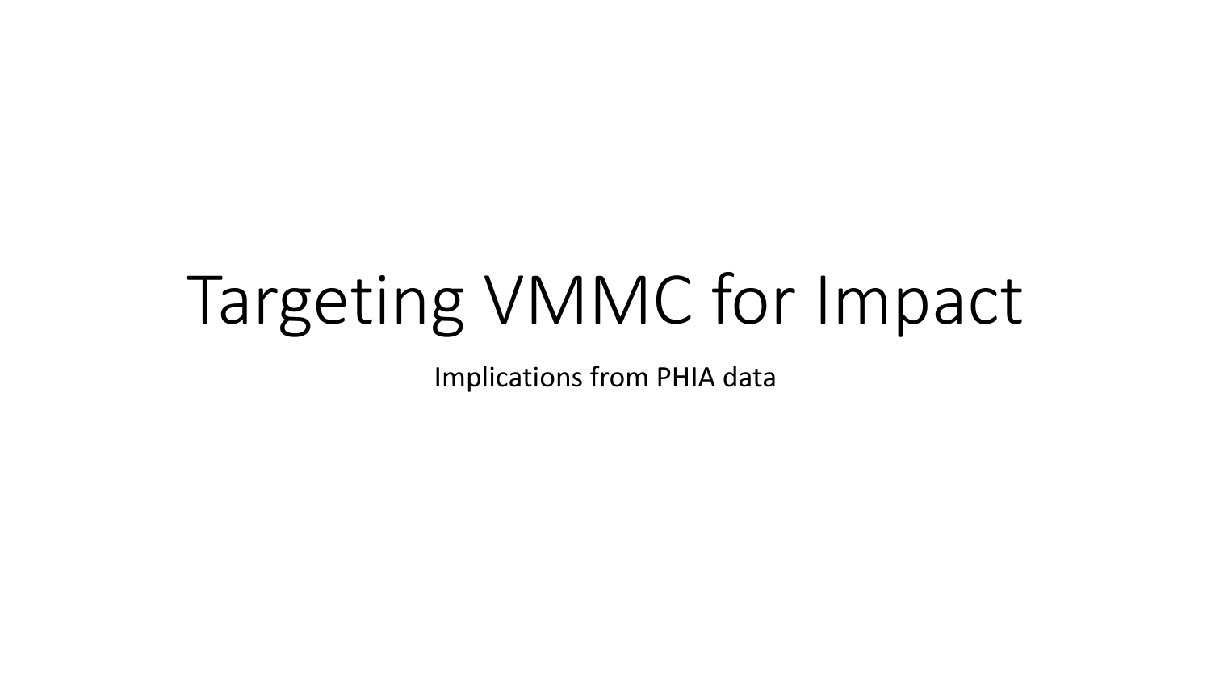# Targeting VMMC for Impact

Implications from PHIA data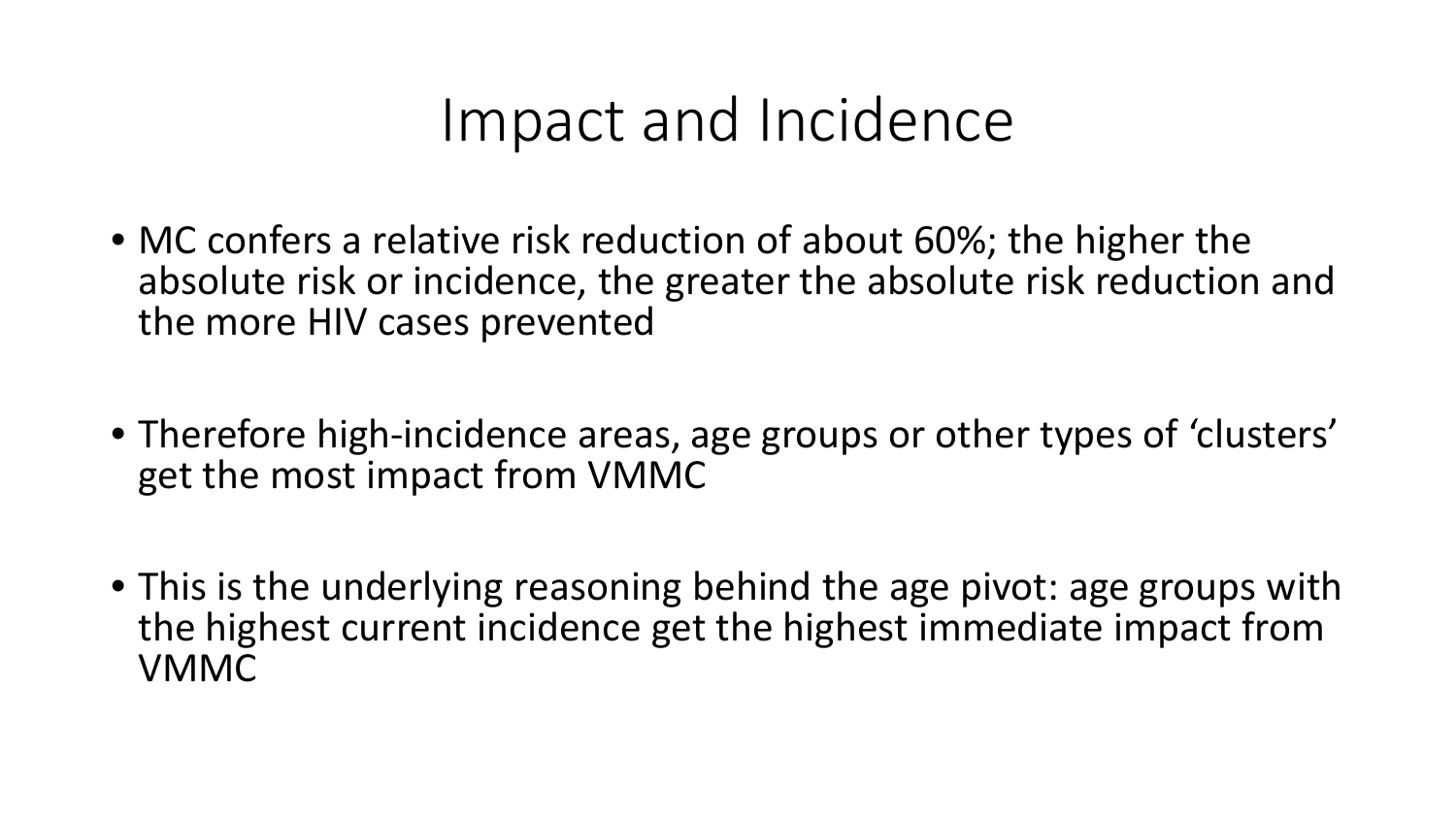# Impact and Incidence

- MC confers a relative risk reduction of about 60%; the higher the absolute risk or incidence, the greater the absolute risk reduction and the more HIV cases prevented

- Therefore high-incidence areas, age groups or other types of 'clusters' get the most impact from VMMC

- This is the underlying reasoning behind the age pivot: age groups with the highest current incidence get the highest immediate impact from VMMC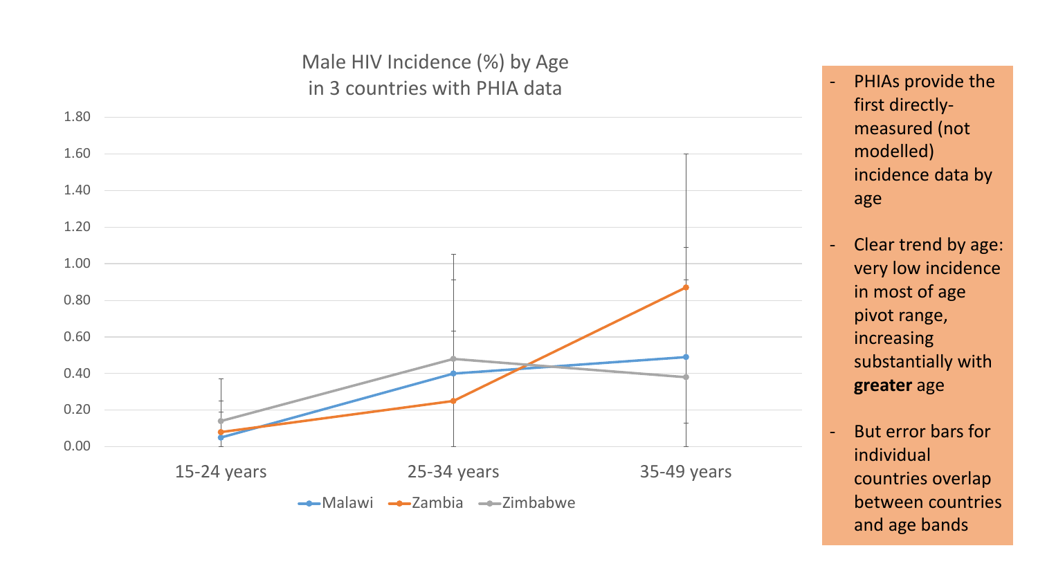## Male HIV Incidence (%) by Age in 3 countries with PHIA data

| Age group | Malawi | Zambia | Zimbabwe |
|---|---|---|---|
| 15-24 years | 0.05 | 0.08 | 0.14 |
| 25-34 years | 0.40 | 0.25 | 0.48 |
| 35-49 years | 0.49 | 0.87 | 0.38 |

- PHIAs provide the first directly-measured (not modelled) incidence data by age
- Clear trend by age: very low incidence in most of age pivot range, increasing substantially with **greater** age
- But error bars for individual countries overlap between countries and age bands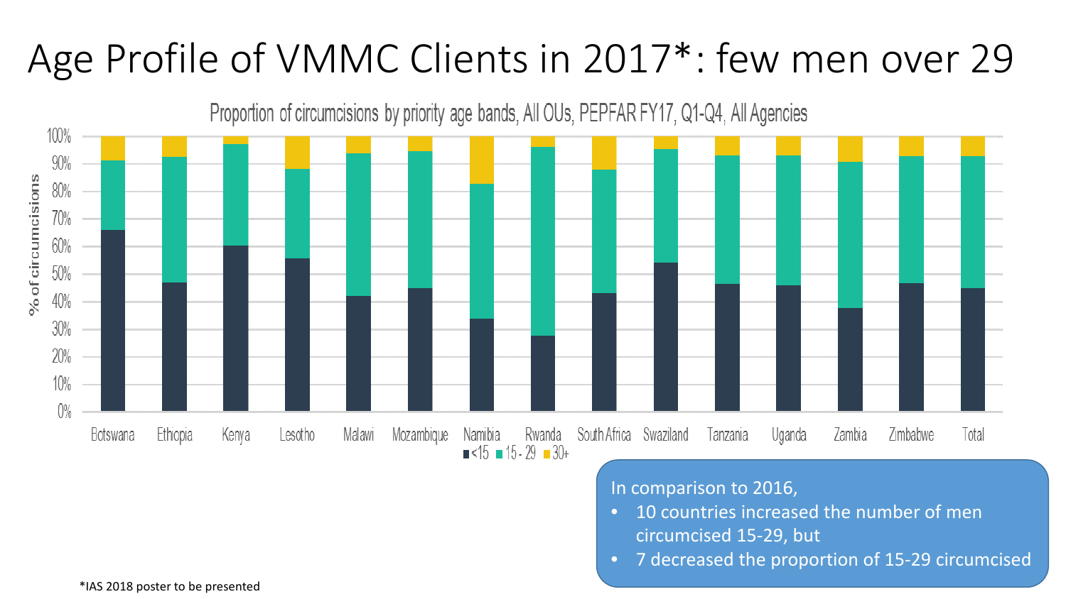# Age Profile of VMMC Clients in 2017*: few men over 29

Proportion of circumcisions by priority age bands, All OUs, PEPFAR FY17, Q1-Q4, All Agencies

% of circumcisions

Botswana, Ethiopia, Kenya, Lesotho, Malawi, Mozambique, Namibia, Rwanda, South Africa, Swaziland, Tanzania, Uganda, Zambia, Zimbabwe, Total

<15 | 15 - 29 | 30+

In comparison to 2016,

- 10 countries increased the number of men circumcised 15-29, but
- 7 decreased the proportion of 15-29 circumcised

*IAS 2018 poster to be presented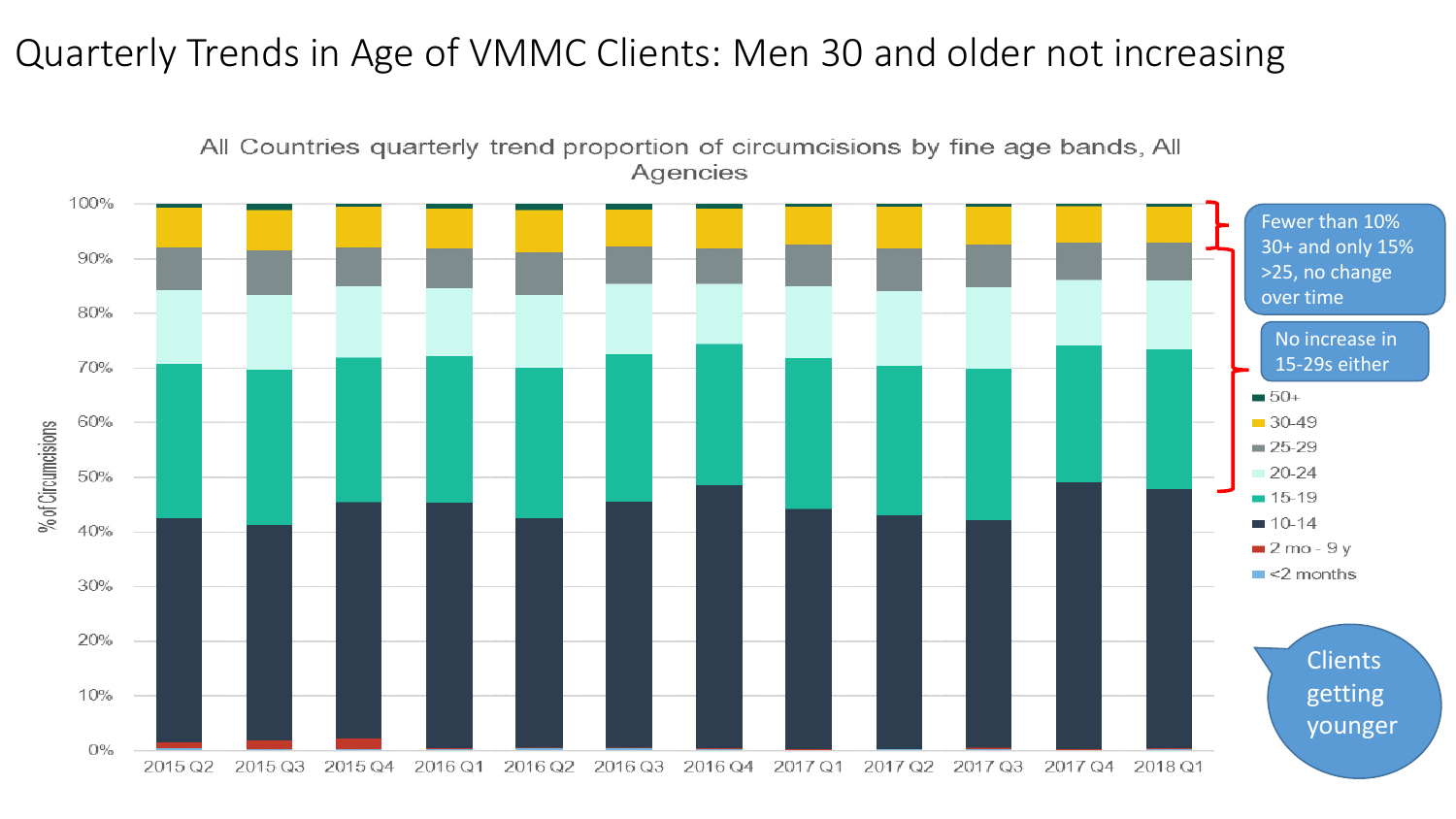# Quarterly Trends in Age of VMMC Clients: Men 30 and older not increasing

All Countries quarterly trend proportion of circumcisions by fine age bands, All Agencies

% of Circumcisions

100%, 90%, 80%, 70%, 60%, 50%, 40%, 30%, 20%, 10%, 0%

2015 Q2, 2015 Q3, 2015 Q4, 2016 Q1, 2016 Q2, 2016 Q3, 2016 Q4, 2017 Q1, 2017 Q2, 2017 Q3, 2017 Q4, 2018 Q1

Legend:

- 50+
- 30-49
- 25-29
- 20-24
- 15-19
- 10-14
- 2 mo - 9 y
- <2 months

Fewer than 10% 30+ and only 15% >25, no change over time

No increase in 15-29s either

Clients getting younger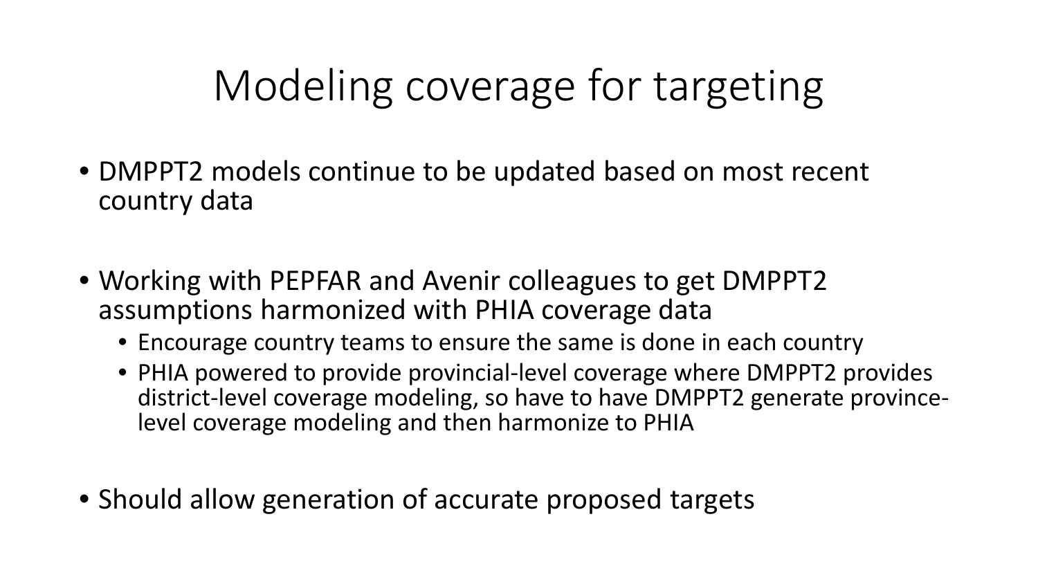# Modeling coverage for targeting

- DMPPT2 models continue to be updated based on most recent country data
- Working with PEPFAR and Avenir colleagues to get DMPPT2 assumptions harmonized with PHIA coverage data
  - Encourage country teams to ensure the same is done in each country
  - PHIA powered to provide provincial-level coverage where DMPPT2 provides district-level coverage modeling, so have to have DMPPT2 generate province-level coverage modeling and then harmonize to PHIA
- Should allow generation of accurate proposed targets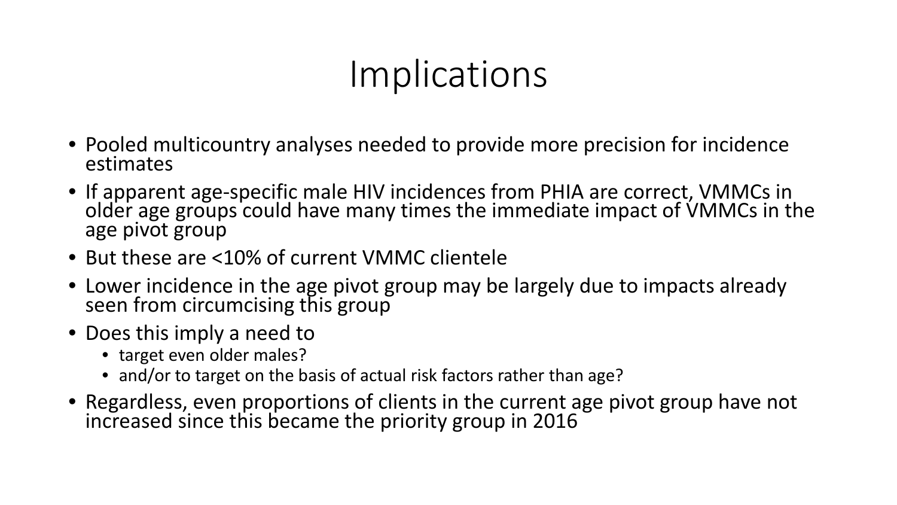# Implications

- Pooled multicountry analyses needed to provide more precision for incidence estimates
- If apparent age-specific male HIV incidences from PHIA are correct, VMMCs in older age groups could have many times the immediate impact of VMMCs in the age pivot group
- But these are <10% of current VMMC clientele
- Lower incidence in the age pivot group may be largely due to impacts already seen from circumcising this group
- Does this imply a need to
  - target even older males?
  - and/or to target on the basis of actual risk factors rather than age?
- Regardless, even proportions of clients in the current age pivot group have not increased since this became the priority group in 2016